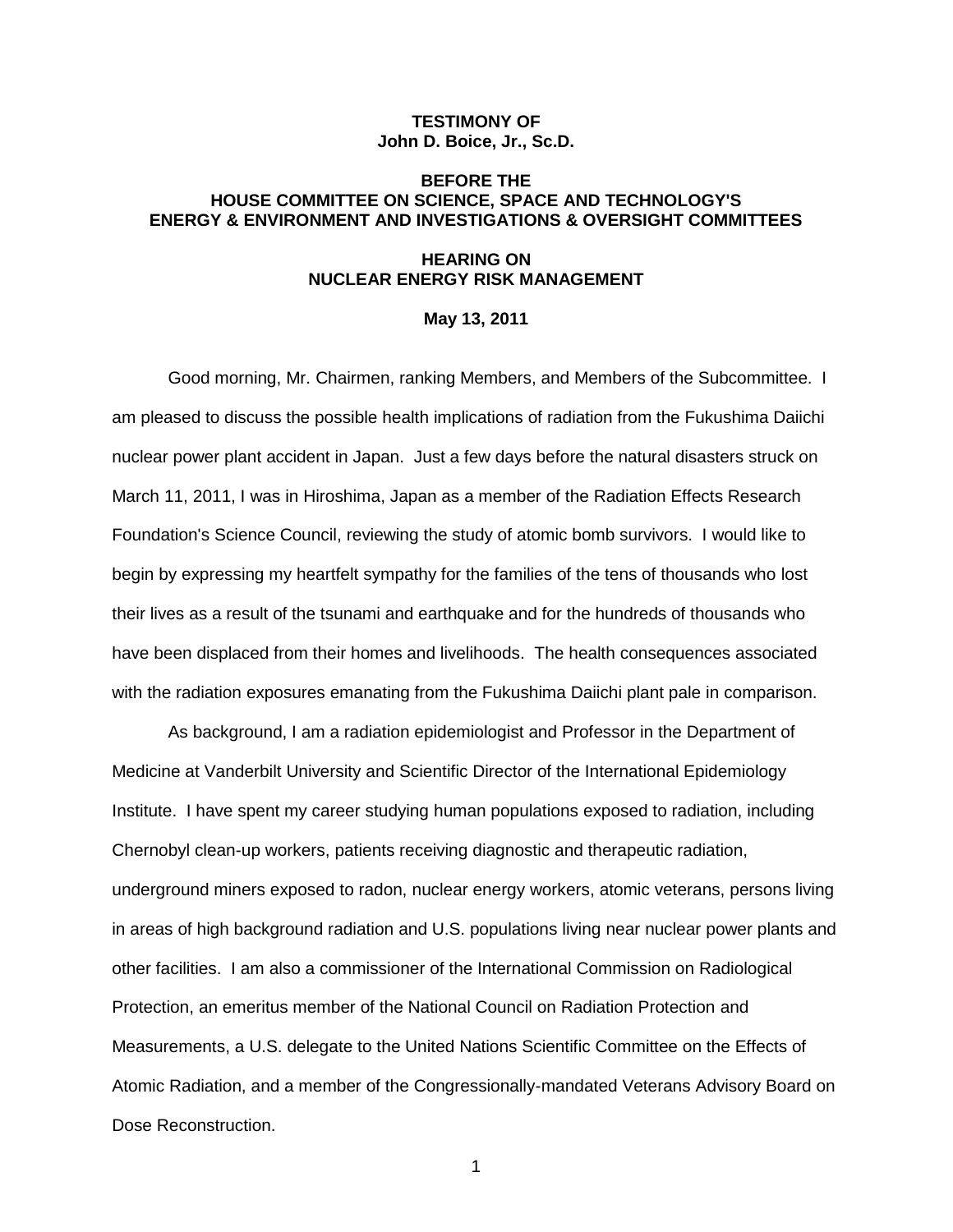**TESTIMONY OF**
**John D. Boice, Jr., Sc.D.**

**BEFORE THE**
**HOUSE COMMITTEE ON SCIENCE, SPACE AND TECHNOLOGY'S**
**ENERGY & ENVIRONMENT AND INVESTIGATIONS & OVERSIGHT COMMITTEES**

**HEARING ON**
**NUCLEAR ENERGY RISK MANAGEMENT**

**May 13, 2011**

Good morning, Mr. Chairmen, ranking Members, and Members of the Subcommittee. I am pleased to discuss the possible health implications of radiation from the Fukushima Daiichi nuclear power plant accident in Japan. Just a few days before the natural disasters struck on March 11, 2011, I was in Hiroshima, Japan as a member of the Radiation Effects Research Foundation's Science Council, reviewing the study of atomic bomb survivors. I would like to begin by expressing my heartfelt sympathy for the families of the tens of thousands who lost their lives as a result of the tsunami and earthquake and for the hundreds of thousands who have been displaced from their homes and livelihoods. The health consequences associated with the radiation exposures emanating from the Fukushima Daiichi plant pale in comparison.

As background, I am a radiation epidemiologist and Professor in the Department of Medicine at Vanderbilt University and Scientific Director of the International Epidemiology Institute. I have spent my career studying human populations exposed to radiation, including Chernobyl clean-up workers, patients receiving diagnostic and therapeutic radiation, underground miners exposed to radon, nuclear energy workers, atomic veterans, persons living in areas of high background radiation and U.S. populations living near nuclear power plants and other facilities. I am also a commissioner of the International Commission on Radiological Protection, an emeritus member of the National Council on Radiation Protection and Measurements, a U.S. delegate to the United Nations Scientific Committee on the Effects of Atomic Radiation, and a member of the Congressionally-mandated Veterans Advisory Board on Dose Reconstruction.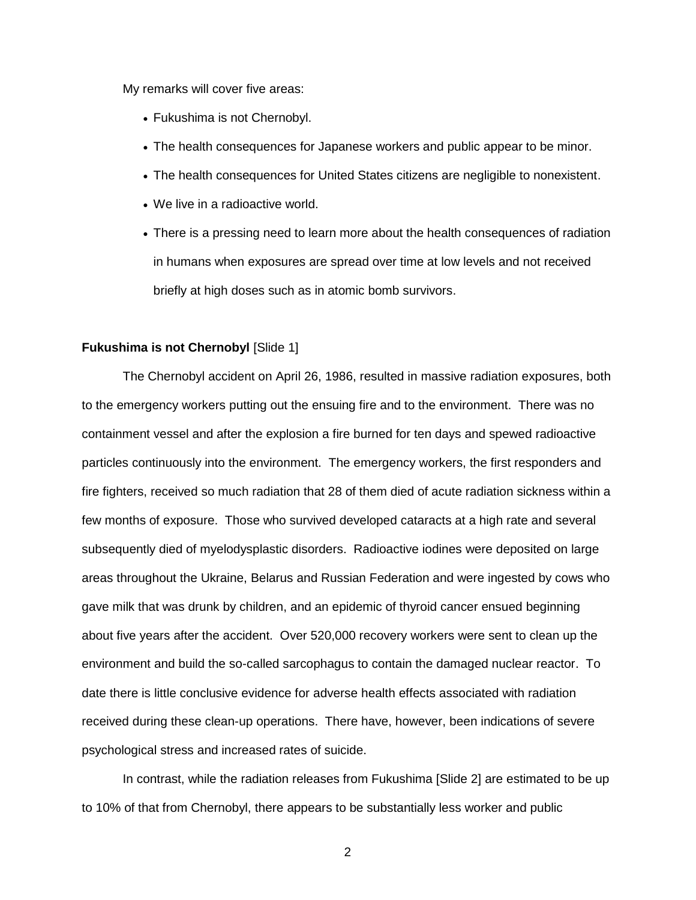My remarks will cover five areas:

- Fukushima is not Chernobyl.
- The health consequences for Japanese workers and public appear to be minor.
- The health consequences for United States citizens are negligible to nonexistent.
- We live in a radioactive world.
- There is a pressing need to learn more about the health consequences of radiation in humans when exposures are spread over time at low levels and not received briefly at high doses such as in atomic bomb survivors.

**Fukushima is not Chernobyl** [Slide 1]

The Chernobyl accident on April 26, 1986, resulted in massive radiation exposures, both to the emergency workers putting out the ensuing fire and to the environment. There was no containment vessel and after the explosion a fire burned for ten days and spewed radioactive particles continuously into the environment. The emergency workers, the first responders and fire fighters, received so much radiation that 28 of them died of acute radiation sickness within a few months of exposure. Those who survived developed cataracts at a high rate and several subsequently died of myelodysplastic disorders. Radioactive iodines were deposited on large areas throughout the Ukraine, Belarus and Russian Federation and were ingested by cows who gave milk that was drunk by children, and an epidemic of thyroid cancer ensued beginning about five years after the accident. Over 520,000 recovery workers were sent to clean up the environment and build the so-called sarcophagus to contain the damaged nuclear reactor. To date there is little conclusive evidence for adverse health effects associated with radiation received during these clean-up operations. There have, however, been indications of severe psychological stress and increased rates of suicide.

In contrast, while the radiation releases from Fukushima [Slide 2] are estimated to be up to 10% of that from Chernobyl, there appears to be substantially less worker and public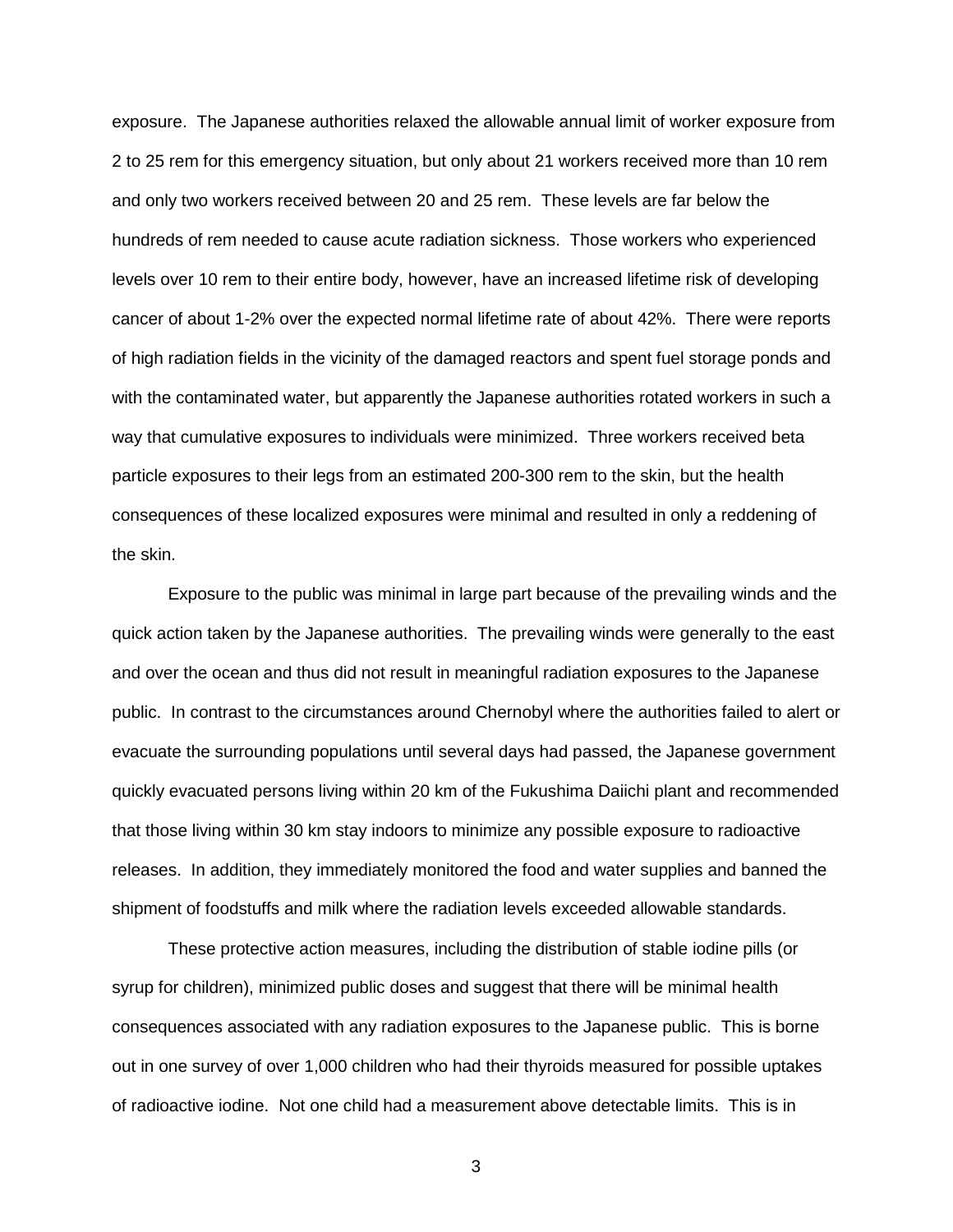exposure. The Japanese authorities relaxed the allowable annual limit of worker exposure from 2 to 25 rem for this emergency situation, but only about 21 workers received more than 10 rem and only two workers received between 20 and 25 rem. These levels are far below the hundreds of rem needed to cause acute radiation sickness. Those workers who experienced levels over 10 rem to their entire body, however, have an increased lifetime risk of developing cancer of about 1-2% over the expected normal lifetime rate of about 42%. There were reports of high radiation fields in the vicinity of the damaged reactors and spent fuel storage ponds and with the contaminated water, but apparently the Japanese authorities rotated workers in such a way that cumulative exposures to individuals were minimized. Three workers received beta particle exposures to their legs from an estimated 200-300 rem to the skin, but the health consequences of these localized exposures were minimal and resulted in only a reddening of the skin.

Exposure to the public was minimal in large part because of the prevailing winds and the quick action taken by the Japanese authorities. The prevailing winds were generally to the east and over the ocean and thus did not result in meaningful radiation exposures to the Japanese public. In contrast to the circumstances around Chernobyl where the authorities failed to alert or evacuate the surrounding populations until several days had passed, the Japanese government quickly evacuated persons living within 20 km of the Fukushima Daiichi plant and recommended that those living within 30 km stay indoors to minimize any possible exposure to radioactive releases. In addition, they immediately monitored the food and water supplies and banned the shipment of foodstuffs and milk where the radiation levels exceeded allowable standards.

These protective action measures, including the distribution of stable iodine pills (or syrup for children), minimized public doses and suggest that there will be minimal health consequences associated with any radiation exposures to the Japanese public. This is borne out in one survey of over 1,000 children who had their thyroids measured for possible uptakes of radioactive iodine. Not one child had a measurement above detectable limits. This is in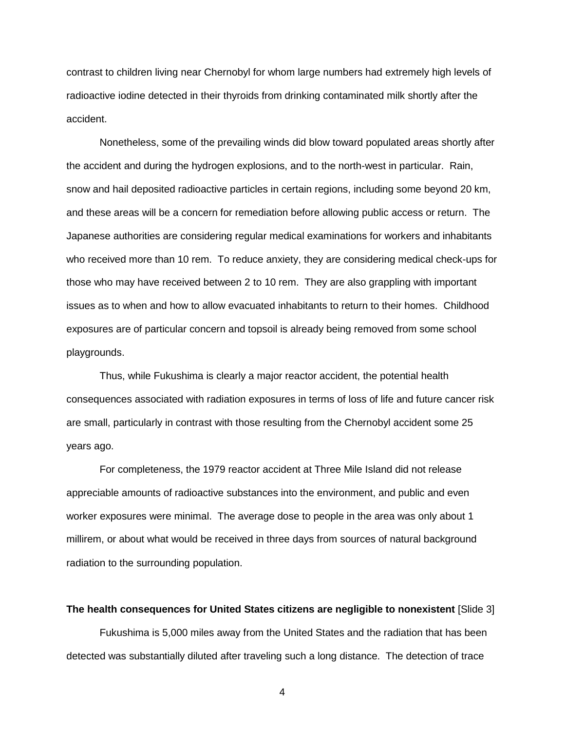contrast to children living near Chernobyl for whom large numbers had extremely high levels of radioactive iodine detected in their thyroids from drinking contaminated milk shortly after the accident.

Nonetheless, some of the prevailing winds did blow toward populated areas shortly after the accident and during the hydrogen explosions, and to the north-west in particular. Rain, snow and hail deposited radioactive particles in certain regions, including some beyond 20 km, and these areas will be a concern for remediation before allowing public access or return. The Japanese authorities are considering regular medical examinations for workers and inhabitants who received more than 10 rem. To reduce anxiety, they are considering medical check-ups for those who may have received between 2 to 10 rem. They are also grappling with important issues as to when and how to allow evacuated inhabitants to return to their homes. Childhood exposures are of particular concern and topsoil is already being removed from some school playgrounds.

Thus, while Fukushima is clearly a major reactor accident, the potential health consequences associated with radiation exposures in terms of loss of life and future cancer risk are small, particularly in contrast with those resulting from the Chernobyl accident some 25 years ago.

For completeness, the 1979 reactor accident at Three Mile Island did not release appreciable amounts of radioactive substances into the environment, and public and even worker exposures were minimal. The average dose to people in the area was only about 1 millirem, or about what would be received in three days from sources of natural background radiation to the surrounding population.

**The health consequences for United States citizens are negligible to nonexistent** [Slide 3]

Fukushima is 5,000 miles away from the United States and the radiation that has been detected was substantially diluted after traveling such a long distance. The detection of trace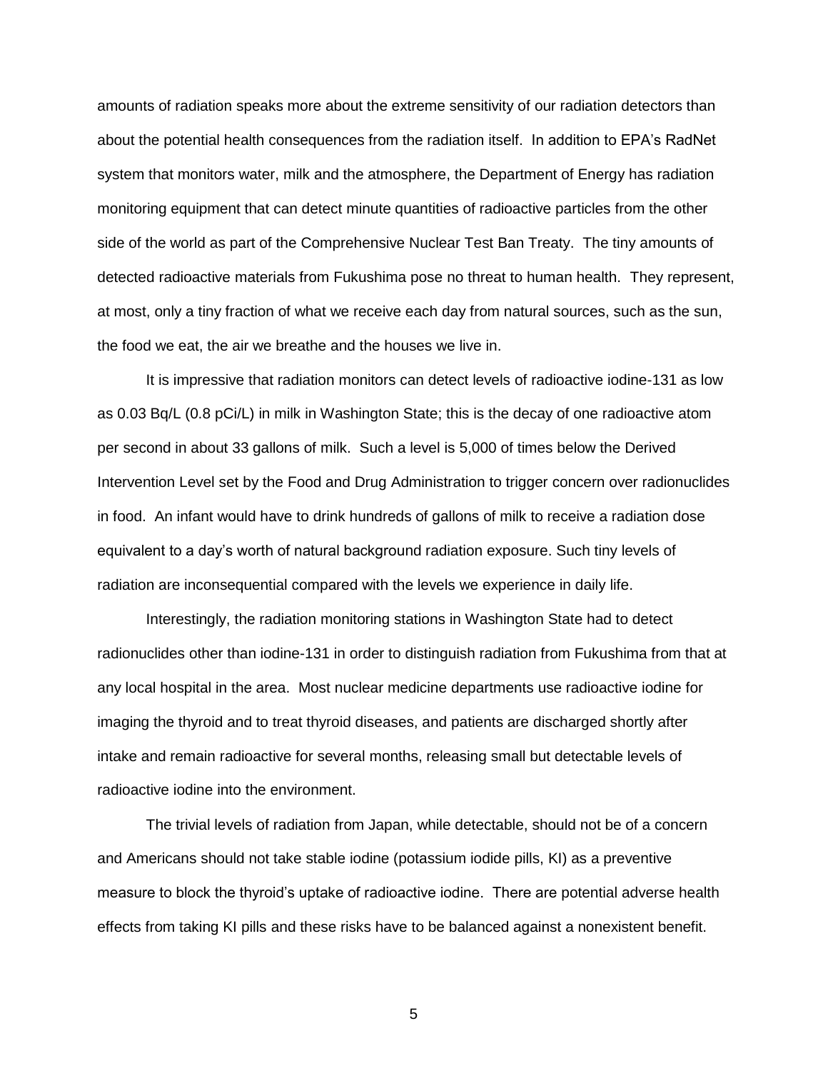amounts of radiation speaks more about the extreme sensitivity of our radiation detectors than about the potential health consequences from the radiation itself. In addition to EPA's RadNet system that monitors water, milk and the atmosphere, the Department of Energy has radiation monitoring equipment that can detect minute quantities of radioactive particles from the other side of the world as part of the Comprehensive Nuclear Test Ban Treaty. The tiny amounts of detected radioactive materials from Fukushima pose no threat to human health. They represent, at most, only a tiny fraction of what we receive each day from natural sources, such as the sun, the food we eat, the air we breathe and the houses we live in.

It is impressive that radiation monitors can detect levels of radioactive iodine-131 as low as 0.03 Bq/L (0.8 pCi/L) in milk in Washington State; this is the decay of one radioactive atom per second in about 33 gallons of milk. Such a level is 5,000 of times below the Derived Intervention Level set by the Food and Drug Administration to trigger concern over radionuclides in food. An infant would have to drink hundreds of gallons of milk to receive a radiation dose equivalent to a day's worth of natural background radiation exposure. Such tiny levels of radiation are inconsequential compared with the levels we experience in daily life.

Interestingly, the radiation monitoring stations in Washington State had to detect radionuclides other than iodine-131 in order to distinguish radiation from Fukushima from that at any local hospital in the area. Most nuclear medicine departments use radioactive iodine for imaging the thyroid and to treat thyroid diseases, and patients are discharged shortly after intake and remain radioactive for several months, releasing small but detectable levels of radioactive iodine into the environment.

The trivial levels of radiation from Japan, while detectable, should not be of a concern and Americans should not take stable iodine (potassium iodide pills, KI) as a preventive measure to block the thyroid's uptake of radioactive iodine. There are potential adverse health effects from taking KI pills and these risks have to be balanced against a nonexistent benefit.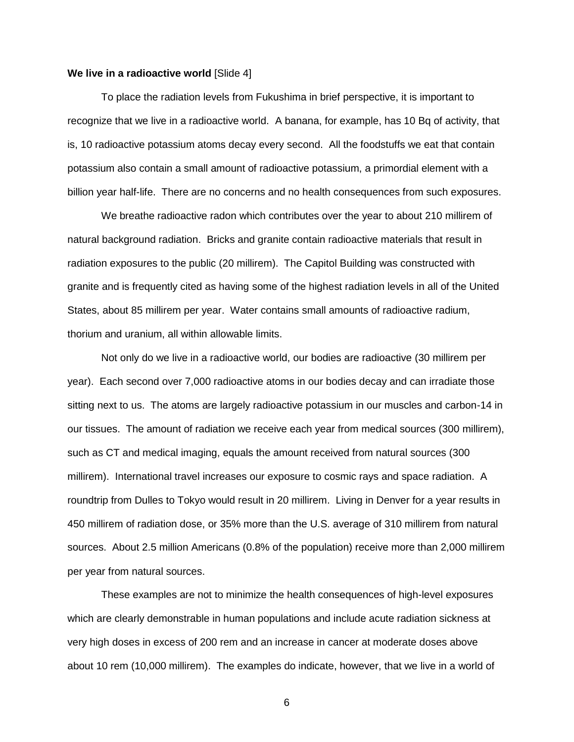**We live in a radioactive world** [Slide 4]

To place the radiation levels from Fukushima in brief perspective, it is important to recognize that we live in a radioactive world. A banana, for example, has 10 Bq of activity, that is, 10 radioactive potassium atoms decay every second. All the foodstuffs we eat that contain potassium also contain a small amount of radioactive potassium, a primordial element with a billion year half-life. There are no concerns and no health consequences from such exposures.

We breathe radioactive radon which contributes over the year to about 210 millirem of natural background radiation. Bricks and granite contain radioactive materials that result in radiation exposures to the public (20 millirem). The Capitol Building was constructed with granite and is frequently cited as having some of the highest radiation levels in all of the United States, about 85 millirem per year. Water contains small amounts of radioactive radium, thorium and uranium, all within allowable limits.

Not only do we live in a radioactive world, our bodies are radioactive (30 millirem per year). Each second over 7,000 radioactive atoms in our bodies decay and can irradiate those sitting next to us. The atoms are largely radioactive potassium in our muscles and carbon-14 in our tissues. The amount of radiation we receive each year from medical sources (300 millirem), such as CT and medical imaging, equals the amount received from natural sources (300 millirem). International travel increases our exposure to cosmic rays and space radiation. A roundtrip from Dulles to Tokyo would result in 20 millirem. Living in Denver for a year results in 450 millirem of radiation dose, or 35% more than the U.S. average of 310 millirem from natural sources. About 2.5 million Americans (0.8% of the population) receive more than 2,000 millirem per year from natural sources.

These examples are not to minimize the health consequences of high-level exposures which are clearly demonstrable in human populations and include acute radiation sickness at very high doses in excess of 200 rem and an increase in cancer at moderate doses above about 10 rem (10,000 millirem). The examples do indicate, however, that we live in a world of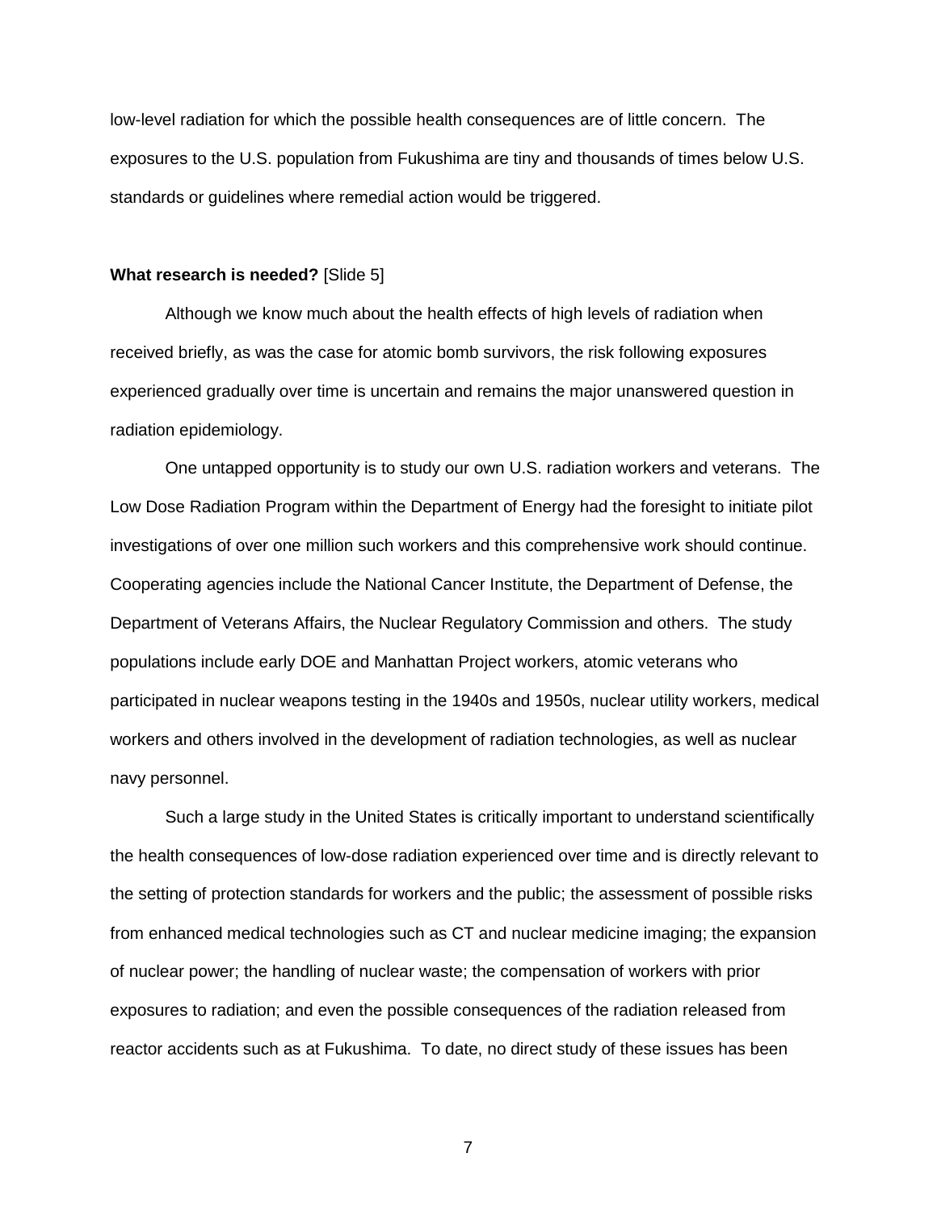low-level radiation for which the possible health consequences are of little concern. The exposures to the U.S. population from Fukushima are tiny and thousands of times below U.S. standards or guidelines where remedial action would be triggered.

**What research is needed?** [Slide 5]

Although we know much about the health effects of high levels of radiation when received briefly, as was the case for atomic bomb survivors, the risk following exposures experienced gradually over time is uncertain and remains the major unanswered question in radiation epidemiology.

One untapped opportunity is to study our own U.S. radiation workers and veterans. The Low Dose Radiation Program within the Department of Energy had the foresight to initiate pilot investigations of over one million such workers and this comprehensive work should continue. Cooperating agencies include the National Cancer Institute, the Department of Defense, the Department of Veterans Affairs, the Nuclear Regulatory Commission and others. The study populations include early DOE and Manhattan Project workers, atomic veterans who participated in nuclear weapons testing in the 1940s and 1950s, nuclear utility workers, medical workers and others involved in the development of radiation technologies, as well as nuclear navy personnel.

Such a large study in the United States is critically important to understand scientifically the health consequences of low-dose radiation experienced over time and is directly relevant to the setting of protection standards for workers and the public; the assessment of possible risks from enhanced medical technologies such as CT and nuclear medicine imaging; the expansion of nuclear power; the handling of nuclear waste; the compensation of workers with prior exposures to radiation; and even the possible consequences of the radiation released from reactor accidents such as at Fukushima. To date, no direct study of these issues has been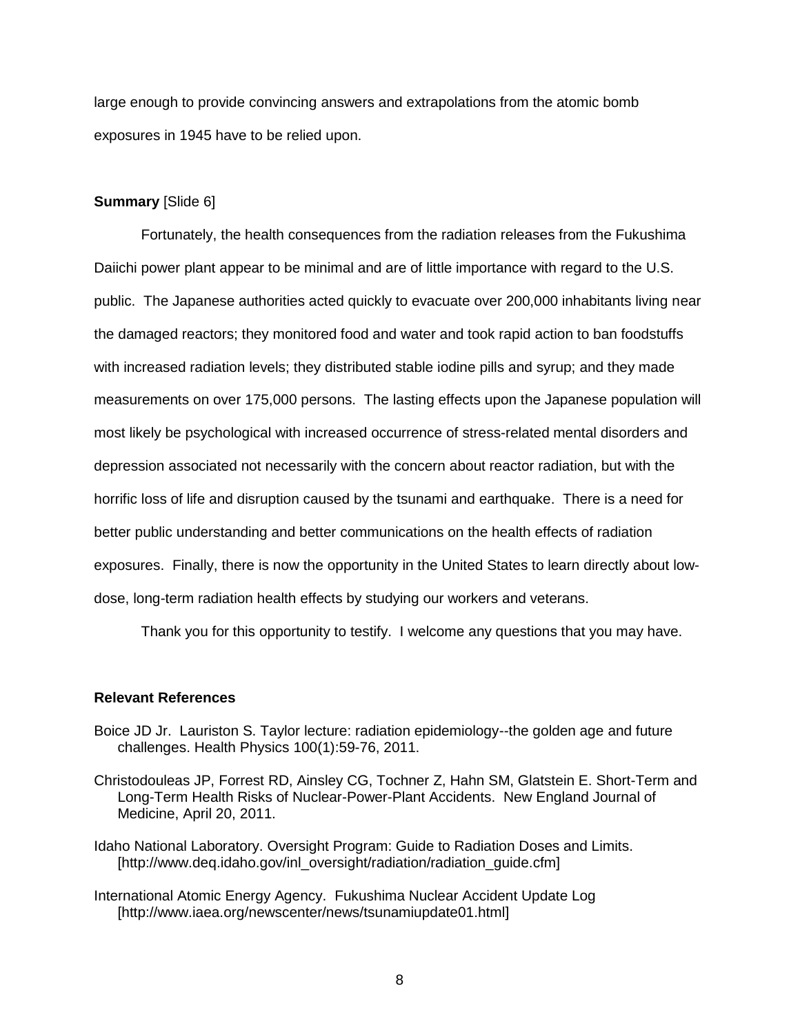large enough to provide convincing answers and extrapolations from the atomic bomb exposures in 1945 have to be relied upon.

**Summary** [Slide 6]

Fortunately, the health consequences from the radiation releases from the Fukushima Daiichi power plant appear to be minimal and are of little importance with regard to the U.S. public. The Japanese authorities acted quickly to evacuate over 200,000 inhabitants living near the damaged reactors; they monitored food and water and took rapid action to ban foodstuffs with increased radiation levels; they distributed stable iodine pills and syrup; and they made measurements on over 175,000 persons. The lasting effects upon the Japanese population will most likely be psychological with increased occurrence of stress-related mental disorders and depression associated not necessarily with the concern about reactor radiation, but with the horrific loss of life and disruption caused by the tsunami and earthquake. There is a need for better public understanding and better communications on the health effects of radiation exposures. Finally, there is now the opportunity in the United States to learn directly about low-dose, long-term radiation health effects by studying our workers and veterans.

Thank you for this opportunity to testify. I welcome any questions that you may have.

**Relevant References**

Boice JD Jr. Lauriston S. Taylor lecture: radiation epidemiology--the golden age and future challenges. Health Physics 100(1):59-76, 2011.

Christodouleas JP, Forrest RD, Ainsley CG, Tochner Z, Hahn SM, Glatstein E. Short-Term and Long-Term Health Risks of Nuclear-Power-Plant Accidents. New England Journal of Medicine, April 20, 2011.

Idaho National Laboratory. Oversight Program: Guide to Radiation Doses and Limits. [http://www.deq.idaho.gov/inl_oversight/radiation/radiation_guide.cfm]

International Atomic Energy Agency. Fukushima Nuclear Accident Update Log [http://www.iaea.org/newscenter/news/tsunamiupdate01.html]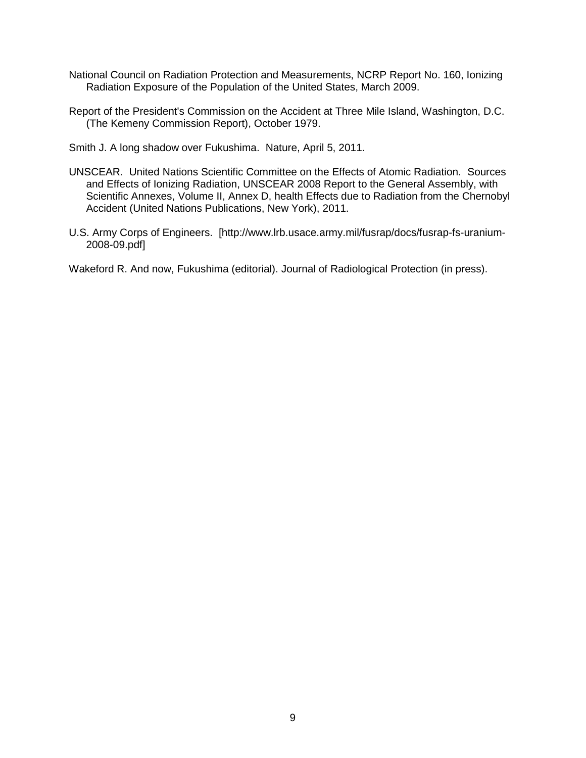National Council on Radiation Protection and Measurements, NCRP Report No. 160, Ionizing Radiation Exposure of the Population of the United States, March 2009.

Report of the President's Commission on the Accident at Three Mile Island, Washington, D.C. (The Kemeny Commission Report), October 1979.

Smith J. A long shadow over Fukushima. Nature, April 5, 2011.

UNSCEAR. United Nations Scientific Committee on the Effects of Atomic Radiation. Sources and Effects of Ionizing Radiation, UNSCEAR 2008 Report to the General Assembly, with Scientific Annexes, Volume II, Annex D, health Effects due to Radiation from the Chernobyl Accident (United Nations Publications, New York), 2011.

U.S. Army Corps of Engineers. [http://www.lrb.usace.army.mil/fusrap/docs/fusrap-fs-uranium-2008-09.pdf]

Wakeford R. And now, Fukushima (editorial). Journal of Radiological Protection (in press).